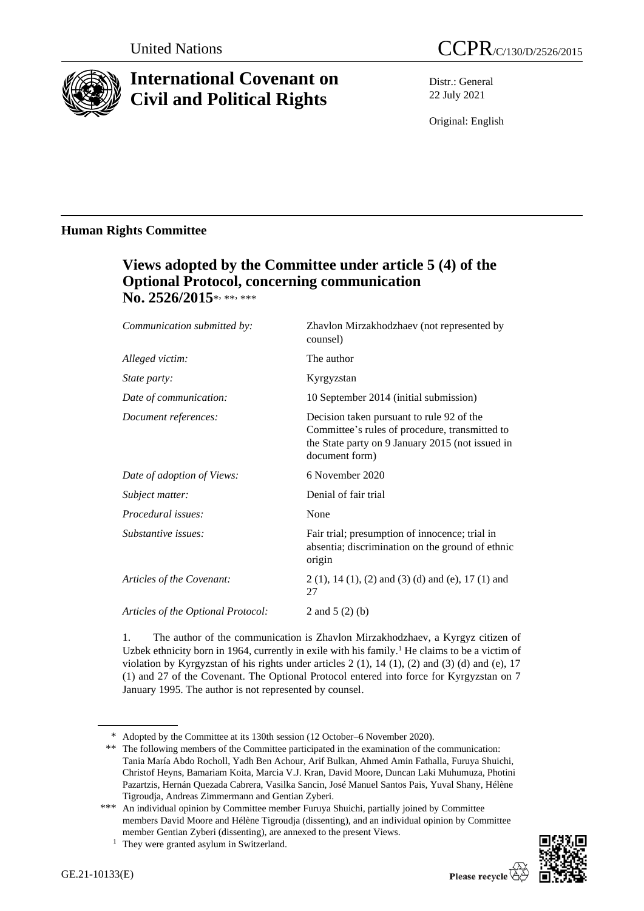United Nations

CCPR/C/130/D/2526/2015

# International Covenant on Civil and Political Rights

Distr.: General
22 July 2021

Original: English

## Human Rights Committee

### Views adopted by the Committee under article 5 (4) of the Optional Protocol, concerning communication No. 2526/2015*, **, ***

| | |
|---|---|
| *Communication submitted by:* | Zhavlon Mirzakhodzhaev (not represented by counsel) |
| *Alleged victim:* | The author |
| *State party:* | Kyrgyzstan |
| *Date of communication:* | 10 September 2014 (initial submission) |
| *Document references:* | Decision taken pursuant to rule 92 of the Committee's rules of procedure, transmitted to the State party on 9 January 2015 (not issued in document form) |
| *Date of adoption of Views:* | 6 November 2020 |
| *Subject matter:* | Denial of fair trial |
| *Procedural issues:* | None |
| *Substantive issues:* | Fair trial; presumption of innocence; trial in absentia; discrimination on the ground of ethnic origin |
| *Articles of the Covenant:* | 2 (1), 14 (1), (2) and (3) (d) and (e), 17 (1) and 27 |
| *Articles of the Optional Protocol:* | 2 and 5 (2) (b) |

1. The author of the communication is Zhavlon Mirzakhodzhaev, a Kyrgyz citizen of Uzbek ethnicity born in 1964, currently in exile with his family.[1] He claims to be a victim of violation by Kyrgyzstan of his rights under articles 2 (1), 14 (1), (2) and (3) (d) and (e), 17 (1) and 27 of the Covenant. The Optional Protocol entered into force for Kyrgyzstan on 7 January 1995. The author is not represented by counsel.

\* Adopted by the Committee at its 130th session (12 October–6 November 2020).

\*\* The following members of the Committee participated in the examination of the communication: Tania María Abdo Rocholl, Yadh Ben Achour, Arif Bulkan, Ahmed Amin Fathalla, Furuya Shuichi, Christof Heyns, Bamariam Koita, Marcia V.J. Kran, David Moore, Duncan Laki Muhumuza, Photini Pazartzis, Hernán Quezada Cabrera, Vasilka Sancin, José Manuel Santos Pais, Yuval Shany, Hélène Tigroudja, Andreas Zimmermann and Gentian Zyberi.

\*\*\* An individual opinion by Committee member Furuya Shuichi, partially joined by Committee members David Moore and Hélène Tigroudja (dissenting), and an individual opinion by Committee member Gentian Zyberi (dissenting), are annexed to the present Views.

[1] They were granted asylum in Switzerland.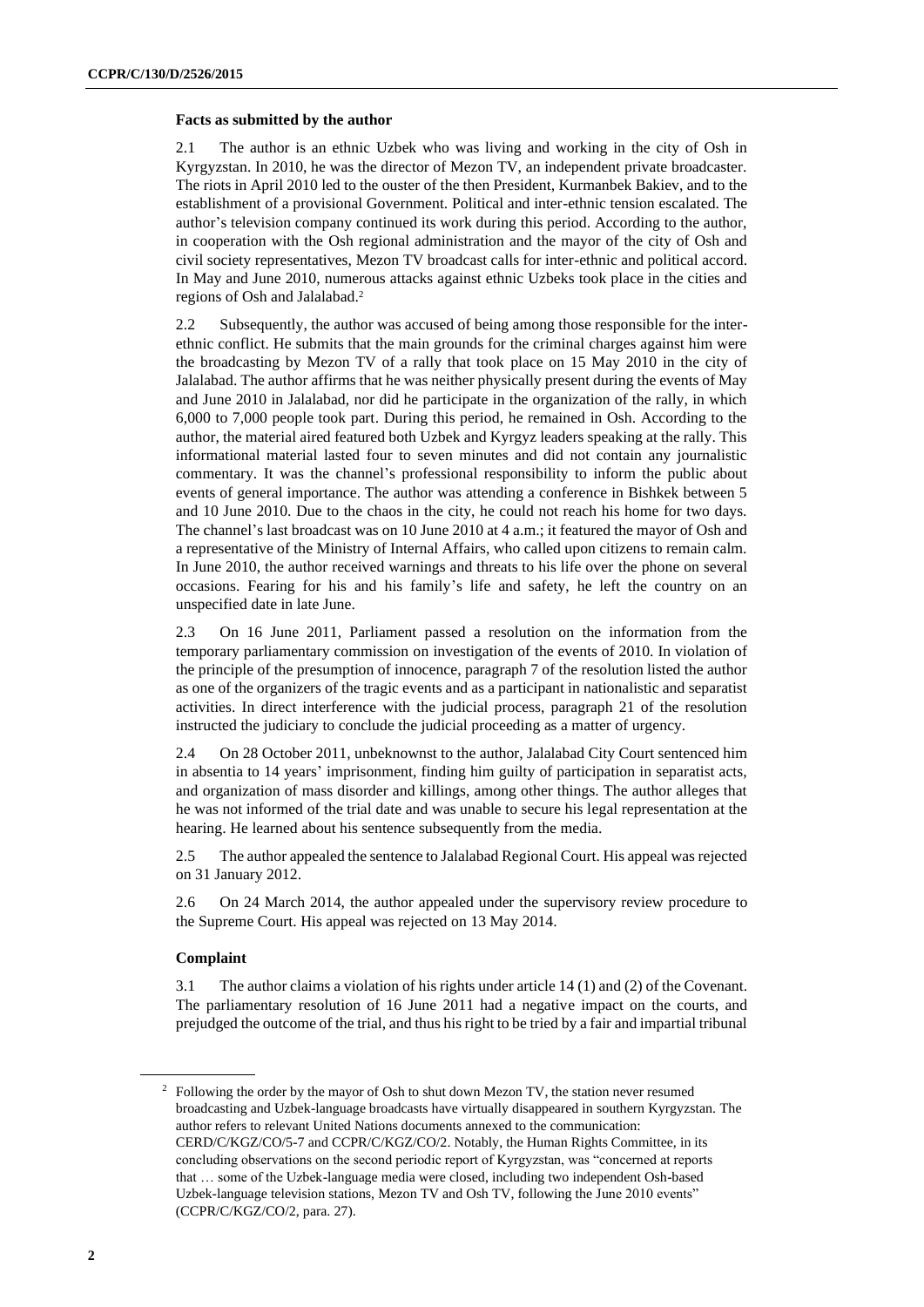### Facts as submitted by the author

2.1 The author is an ethnic Uzbek who was living and working in the city of Osh in Kyrgyzstan. In 2010, he was the director of Mezon TV, an independent private broadcaster. The riots in April 2010 led to the ouster of the then President, Kurmanbek Bakiev, and to the establishment of a provisional Government. Political and inter-ethnic tension escalated. The author's television company continued its work during this period. According to the author, in cooperation with the Osh regional administration and the mayor of the city of Osh and civil society representatives, Mezon TV broadcast calls for inter-ethnic and political accord. In May and June 2010, numerous attacks against ethnic Uzbeks took place in the cities and regions of Osh and Jalalabad.[2]

2.2 Subsequently, the author was accused of being among those responsible for the inter-ethnic conflict. He submits that the main grounds for the criminal charges against him were the broadcasting by Mezon TV of a rally that took place on 15 May 2010 in the city of Jalalabad. The author affirms that he was neither physically present during the events of May and June 2010 in Jalalabad, nor did he participate in the organization of the rally, in which 6,000 to 7,000 people took part. During this period, he remained in Osh. According to the author, the material aired featured both Uzbek and Kyrgyz leaders speaking at the rally. This informational material lasted four to seven minutes and did not contain any journalistic commentary. It was the channel's professional responsibility to inform the public about events of general importance. The author was attending a conference in Bishkek between 5 and 10 June 2010. Due to the chaos in the city, he could not reach his home for two days. The channel's last broadcast was on 10 June 2010 at 4 a.m.; it featured the mayor of Osh and a representative of the Ministry of Internal Affairs, who called upon citizens to remain calm. In June 2010, the author received warnings and threats to his life over the phone on several occasions. Fearing for his and his family's life and safety, he left the country on an unspecified date in late June.

2.3 On 16 June 2011, Parliament passed a resolution on the information from the temporary parliamentary commission on investigation of the events of 2010. In violation of the principle of the presumption of innocence, paragraph 7 of the resolution listed the author as one of the organizers of the tragic events and as a participant in nationalistic and separatist activities. In direct interference with the judicial process, paragraph 21 of the resolution instructed the judiciary to conclude the judicial proceeding as a matter of urgency.

2.4 On 28 October 2011, unbeknownst to the author, Jalalabad City Court sentenced him in absentia to 14 years' imprisonment, finding him guilty of participation in separatist acts, and organization of mass disorder and killings, among other things. The author alleges that he was not informed of the trial date and was unable to secure his legal representation at the hearing. He learned about his sentence subsequently from the media.

2.5 The author appealed the sentence to Jalalabad Regional Court. His appeal was rejected on 31 January 2012.

2.6 On 24 March 2014, the author appealed under the supervisory review procedure to the Supreme Court. His appeal was rejected on 13 May 2014.

### Complaint

3.1 The author claims a violation of his rights under article 14 (1) and (2) of the Covenant. The parliamentary resolution of 16 June 2011 had a negative impact on the courts, and prejudged the outcome of the trial, and thus his right to be tried by a fair and impartial tribunal

---

[2] Following the order by the mayor of Osh to shut down Mezon TV, the station never resumed broadcasting and Uzbek-language broadcasts have virtually disappeared in southern Kyrgyzstan. The author refers to relevant United Nations documents annexed to the communication: CERD/C/KGZ/CO/5-7 and CCPR/C/KGZ/CO/2. Notably, the Human Rights Committee, in its concluding observations on the second periodic report of Kyrgyzstan, was "concerned at reports that … some of the Uzbek-language media were closed, including two independent Osh-based Uzbek-language television stations, Mezon TV and Osh TV, following the June 2010 events" (CCPR/C/KGZ/CO/2, para. 27).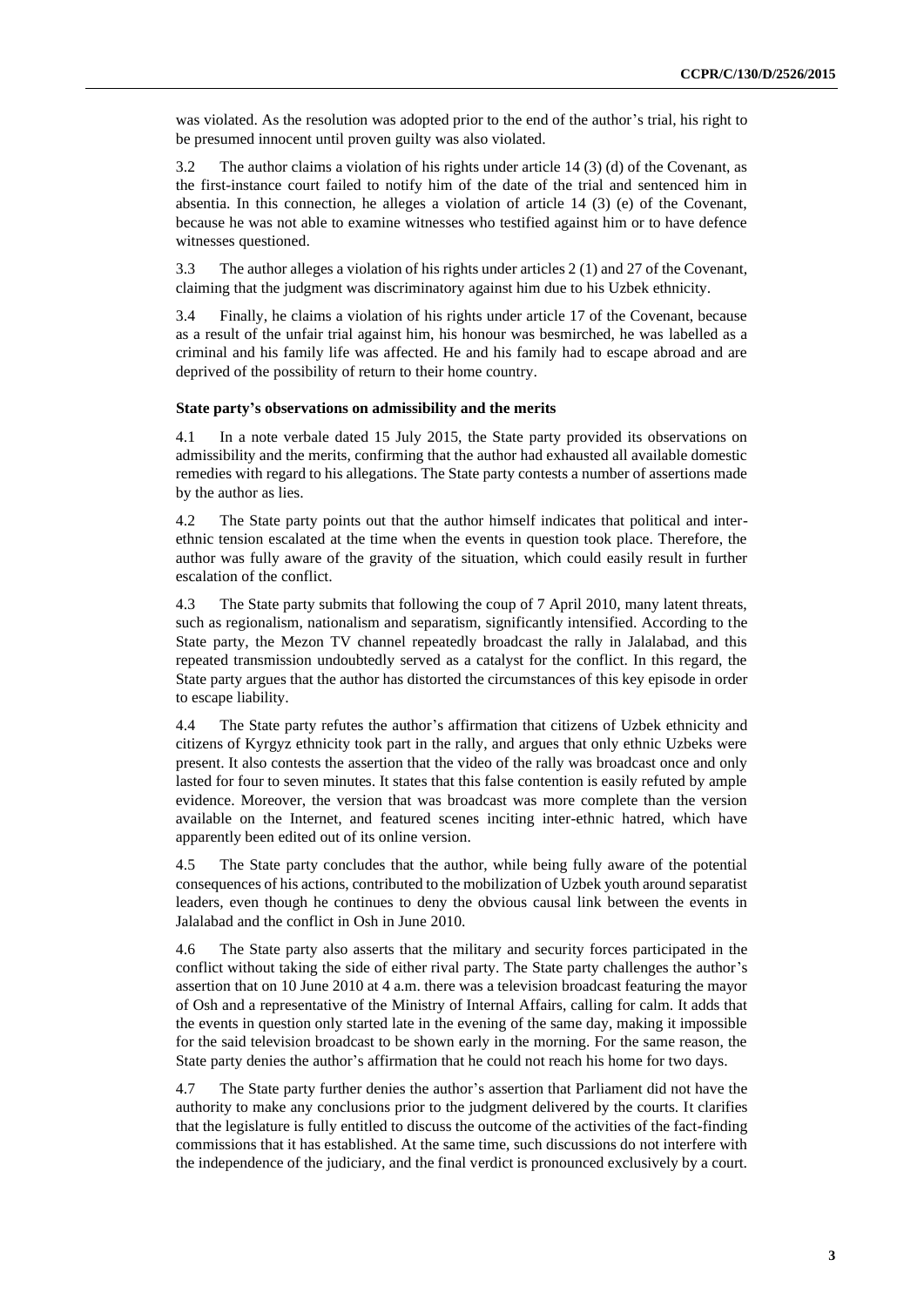was violated. As the resolution was adopted prior to the end of the author's trial, his right to be presumed innocent until proven guilty was also violated.

3.2 The author claims a violation of his rights under article 14 (3) (d) of the Covenant, as the first-instance court failed to notify him of the date of the trial and sentenced him in absentia. In this connection, he alleges a violation of article 14 (3) (e) of the Covenant, because he was not able to examine witnesses who testified against him or to have defence witnesses questioned.

3.3 The author alleges a violation of his rights under articles 2 (1) and 27 of the Covenant, claiming that the judgment was discriminatory against him due to his Uzbek ethnicity.

3.4 Finally, he claims a violation of his rights under article 17 of the Covenant, because as a result of the unfair trial against him, his honour was besmirched, he was labelled as a criminal and his family life was affected. He and his family had to escape abroad and are deprived of the possibility of return to their home country.

### State party's observations on admissibility and the merits

4.1 In a note verbale dated 15 July 2015, the State party provided its observations on admissibility and the merits, confirming that the author had exhausted all available domestic remedies with regard to his allegations. The State party contests a number of assertions made by the author as lies.

4.2 The State party points out that the author himself indicates that political and inter-ethnic tension escalated at the time when the events in question took place. Therefore, the author was fully aware of the gravity of the situation, which could easily result in further escalation of the conflict.

4.3 The State party submits that following the coup of 7 April 2010, many latent threats, such as regionalism, nationalism and separatism, significantly intensified. According to the State party, the Mezon TV channel repeatedly broadcast the rally in Jalalabad, and this repeated transmission undoubtedly served as a catalyst for the conflict. In this regard, the State party argues that the author has distorted the circumstances of this key episode in order to escape liability.

4.4 The State party refutes the author's affirmation that citizens of Uzbek ethnicity and citizens of Kyrgyz ethnicity took part in the rally, and argues that only ethnic Uzbeks were present. It also contests the assertion that the video of the rally was broadcast once and only lasted for four to seven minutes. It states that this false contention is easily refuted by ample evidence. Moreover, the version that was broadcast was more complete than the version available on the Internet, and featured scenes inciting inter-ethnic hatred, which have apparently been edited out of its online version.

4.5 The State party concludes that the author, while being fully aware of the potential consequences of his actions, contributed to the mobilization of Uzbek youth around separatist leaders, even though he continues to deny the obvious causal link between the events in Jalalabad and the conflict in Osh in June 2010.

4.6 The State party also asserts that the military and security forces participated in the conflict without taking the side of either rival party. The State party challenges the author's assertion that on 10 June 2010 at 4 a.m. there was a television broadcast featuring the mayor of Osh and a representative of the Ministry of Internal Affairs, calling for calm. It adds that the events in question only started late in the evening of the same day, making it impossible for the said television broadcast to be shown early in the morning. For the same reason, the State party denies the author's affirmation that he could not reach his home for two days.

4.7 The State party further denies the author's assertion that Parliament did not have the authority to make any conclusions prior to the judgment delivered by the courts. It clarifies that the legislature is fully entitled to discuss the outcome of the activities of the fact-finding commissions that it has established. At the same time, such discussions do not interfere with the independence of the judiciary, and the final verdict is pronounced exclusively by a court.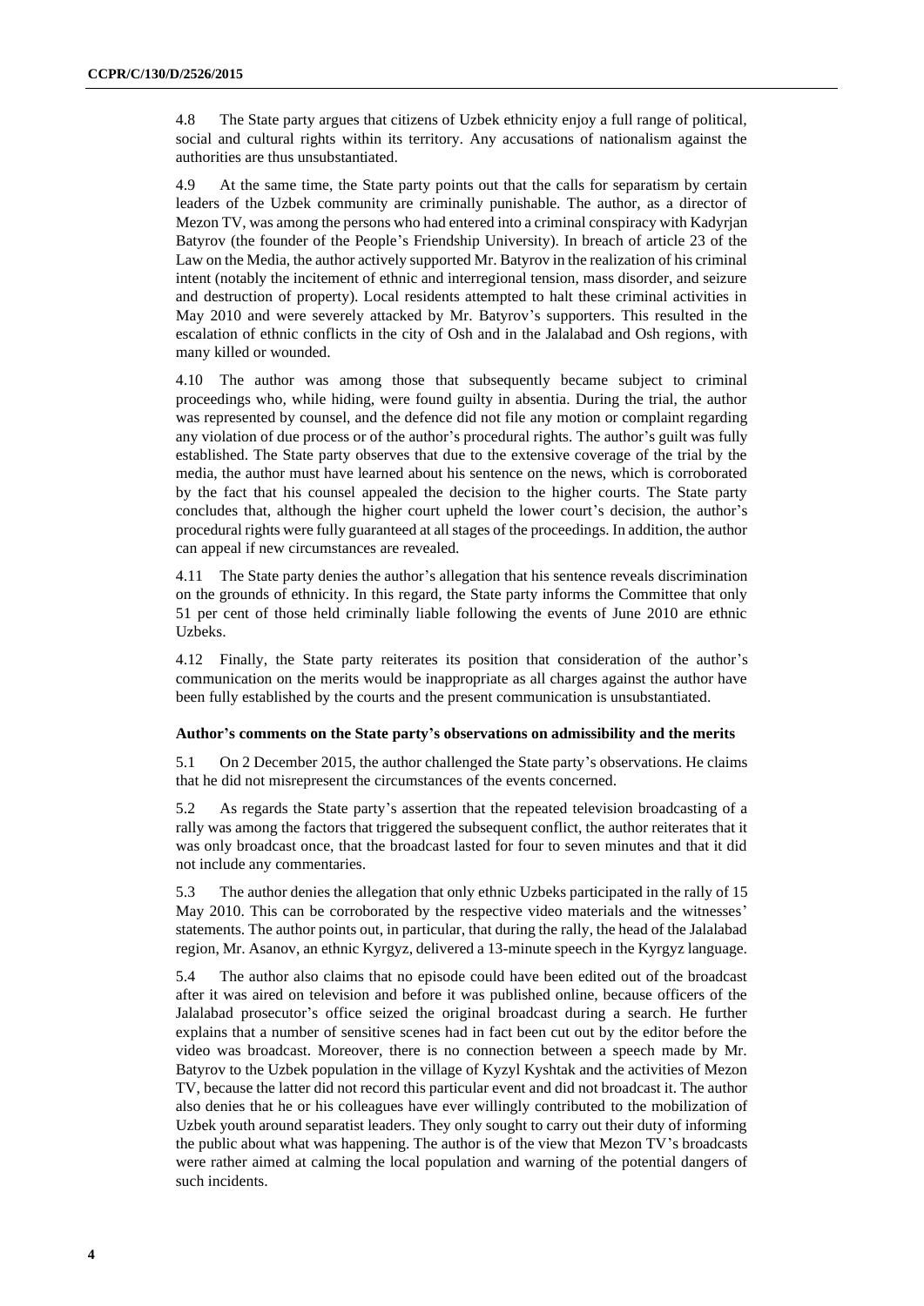4.8 The State party argues that citizens of Uzbek ethnicity enjoy a full range of political, social and cultural rights within its territory. Any accusations of nationalism against the authorities are thus unsubstantiated.

4.9 At the same time, the State party points out that the calls for separatism by certain leaders of the Uzbek community are criminally punishable. The author, as a director of Mezon TV, was among the persons who had entered into a criminal conspiracy with Kadyrjan Batyrov (the founder of the People's Friendship University). In breach of article 23 of the Law on the Media, the author actively supported Mr. Batyrov in the realization of his criminal intent (notably the incitement of ethnic and interregional tension, mass disorder, and seizure and destruction of property). Local residents attempted to halt these criminal activities in May 2010 and were severely attacked by Mr. Batyrov's supporters. This resulted in the escalation of ethnic conflicts in the city of Osh and in the Jalalabad and Osh regions, with many killed or wounded.

4.10 The author was among those that subsequently became subject to criminal proceedings who, while hiding, were found guilty in absentia. During the trial, the author was represented by counsel, and the defence did not file any motion or complaint regarding any violation of due process or of the author's procedural rights. The author's guilt was fully established. The State party observes that due to the extensive coverage of the trial by the media, the author must have learned about his sentence on the news, which is corroborated by the fact that his counsel appealed the decision to the higher courts. The State party concludes that, although the higher court upheld the lower court's decision, the author's procedural rights were fully guaranteed at all stages of the proceedings. In addition, the author can appeal if new circumstances are revealed.

4.11 The State party denies the author's allegation that his sentence reveals discrimination on the grounds of ethnicity. In this regard, the State party informs the Committee that only 51 per cent of those held criminally liable following the events of June 2010 are ethnic Uzbeks.

4.12 Finally, the State party reiterates its position that consideration of the author's communication on the merits would be inappropriate as all charges against the author have been fully established by the courts and the present communication is unsubstantiated.

### Author's comments on the State party's observations on admissibility and the merits

5.1 On 2 December 2015, the author challenged the State party's observations. He claims that he did not misrepresent the circumstances of the events concerned.

5.2 As regards the State party's assertion that the repeated television broadcasting of a rally was among the factors that triggered the subsequent conflict, the author reiterates that it was only broadcast once, that the broadcast lasted for four to seven minutes and that it did not include any commentaries.

5.3 The author denies the allegation that only ethnic Uzbeks participated in the rally of 15 May 2010. This can be corroborated by the respective video materials and the witnesses' statements. The author points out, in particular, that during the rally, the head of the Jalalabad region, Mr. Asanov, an ethnic Kyrgyz, delivered a 13-minute speech in the Kyrgyz language.

5.4 The author also claims that no episode could have been edited out of the broadcast after it was aired on television and before it was published online, because officers of the Jalalabad prosecutor's office seized the original broadcast during a search. He further explains that a number of sensitive scenes had in fact been cut out by the editor before the video was broadcast. Moreover, there is no connection between a speech made by Mr. Batyrov to the Uzbek population in the village of Kyzyl Kyshtak and the activities of Mezon TV, because the latter did not record this particular event and did not broadcast it. The author also denies that he or his colleagues have ever willingly contributed to the mobilization of Uzbek youth around separatist leaders. They only sought to carry out their duty of informing the public about what was happening. The author is of the view that Mezon TV's broadcasts were rather aimed at calming the local population and warning of the potential dangers of such incidents.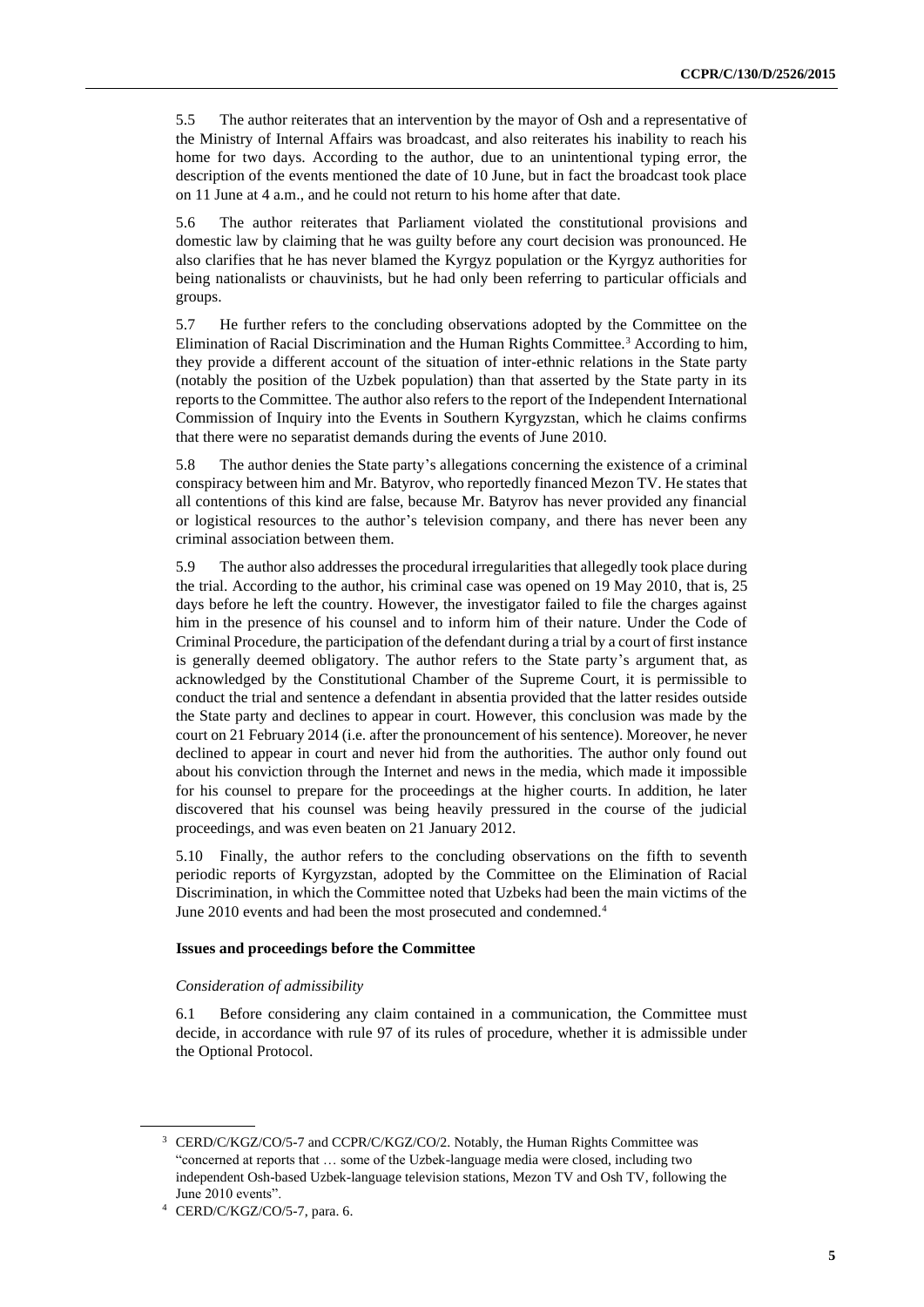5.5 The author reiterates that an intervention by the mayor of Osh and a representative of the Ministry of Internal Affairs was broadcast, and also reiterates his inability to reach his home for two days. According to the author, due to an unintentional typing error, the description of the events mentioned the date of 10 June, but in fact the broadcast took place on 11 June at 4 a.m., and he could not return to his home after that date.

5.6 The author reiterates that Parliament violated the constitutional provisions and domestic law by claiming that he was guilty before any court decision was pronounced. He also clarifies that he has never blamed the Kyrgyz population or the Kyrgyz authorities for being nationalists or chauvinists, but he had only been referring to particular officials and groups.

5.7 He further refers to the concluding observations adopted by the Committee on the Elimination of Racial Discrimination and the Human Rights Committee.[3] According to him, they provide a different account of the situation of inter-ethnic relations in the State party (notably the position of the Uzbek population) than that asserted by the State party in its reports to the Committee. The author also refers to the report of the Independent International Commission of Inquiry into the Events in Southern Kyrgyzstan, which he claims confirms that there were no separatist demands during the events of June 2010.

5.8 The author denies the State party's allegations concerning the existence of a criminal conspiracy between him and Mr. Batyrov, who reportedly financed Mezon TV. He states that all contentions of this kind are false, because Mr. Batyrov has never provided any financial or logistical resources to the author's television company, and there has never been any criminal association between them.

5.9 The author also addresses the procedural irregularities that allegedly took place during the trial. According to the author, his criminal case was opened on 19 May 2010, that is, 25 days before he left the country. However, the investigator failed to file the charges against him in the presence of his counsel and to inform him of their nature. Under the Code of Criminal Procedure, the participation of the defendant during a trial by a court of first instance is generally deemed obligatory. The author refers to the State party's argument that, as acknowledged by the Constitutional Chamber of the Supreme Court, it is permissible to conduct the trial and sentence a defendant in absentia provided that the latter resides outside the State party and declines to appear in court. However, this conclusion was made by the court on 21 February 2014 (i.e. after the pronouncement of his sentence). Moreover, he never declined to appear in court and never hid from the authorities. The author only found out about his conviction through the Internet and news in the media, which made it impossible for his counsel to prepare for the proceedings at the higher courts. In addition, he later discovered that his counsel was being heavily pressured in the course of the judicial proceedings, and was even beaten on 21 January 2012.

5.10 Finally, the author refers to the concluding observations on the fifth to seventh periodic reports of Kyrgyzstan, adopted by the Committee on the Elimination of Racial Discrimination, in which the Committee noted that Uzbeks had been the main victims of the June 2010 events and had been the most prosecuted and condemned.[4]

**Issues and proceedings before the Committee**

*Consideration of admissibility*

6.1 Before considering any claim contained in a communication, the Committee must decide, in accordance with rule 97 of its rules of procedure, whether it is admissible under the Optional Protocol.

---

[3] CERD/C/KGZ/CO/5-7 and CCPR/C/KGZ/CO/2. Notably, the Human Rights Committee was "concerned at reports that … some of the Uzbek-language media were closed, including two independent Osh-based Uzbek-language television stations, Mezon TV and Osh TV, following the June 2010 events".

[4] CERD/C/KGZ/CO/5-7, para. 6.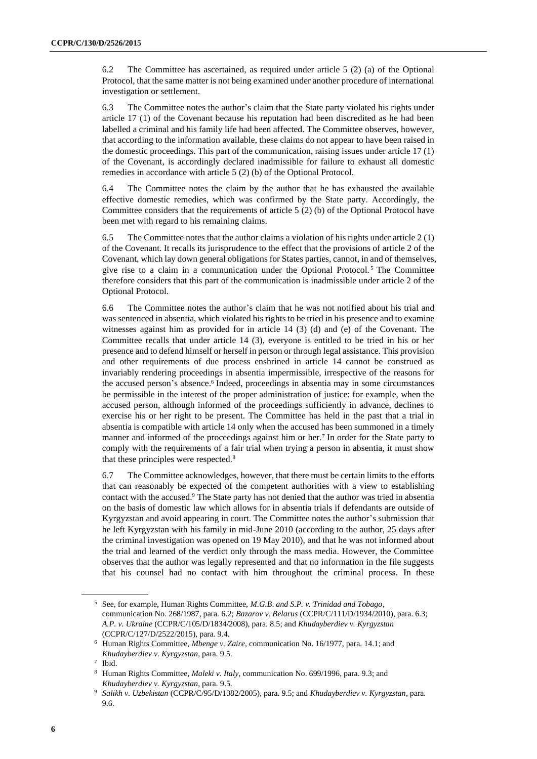6.2 The Committee has ascertained, as required under article 5 (2) (a) of the Optional Protocol, that the same matter is not being examined under another procedure of international investigation or settlement.

6.3 The Committee notes the author's claim that the State party violated his rights under article 17 (1) of the Covenant because his reputation had been discredited as he had been labelled a criminal and his family life had been affected. The Committee observes, however, that according to the information available, these claims do not appear to have been raised in the domestic proceedings. This part of the communication, raising issues under article 17 (1) of the Covenant, is accordingly declared inadmissible for failure to exhaust all domestic remedies in accordance with article 5 (2) (b) of the Optional Protocol.

6.4 The Committee notes the claim by the author that he has exhausted the available effective domestic remedies, which was confirmed by the State party. Accordingly, the Committee considers that the requirements of article 5 (2) (b) of the Optional Protocol have been met with regard to his remaining claims.

6.5 The Committee notes that the author claims a violation of his rights under article 2 (1) of the Covenant. It recalls its jurisprudence to the effect that the provisions of article 2 of the Covenant, which lay down general obligations for States parties, cannot, in and of themselves, give rise to a claim in a communication under the Optional Protocol.[5] The Committee therefore considers that this part of the communication is inadmissible under article 2 of the Optional Protocol.

6.6 The Committee notes the author's claim that he was not notified about his trial and was sentenced in absentia, which violated his rights to be tried in his presence and to examine witnesses against him as provided for in article 14 (3) (d) and (e) of the Covenant. The Committee recalls that under article 14 (3), everyone is entitled to be tried in his or her presence and to defend himself or herself in person or through legal assistance. This provision and other requirements of due process enshrined in article 14 cannot be construed as invariably rendering proceedings in absentia impermissible, irrespective of the reasons for the accused person's absence.[6] Indeed, proceedings in absentia may in some circumstances be permissible in the interest of the proper administration of justice: for example, when the accused person, although informed of the proceedings sufficiently in advance, declines to exercise his or her right to be present. The Committee has held in the past that a trial in absentia is compatible with article 14 only when the accused has been summoned in a timely manner and informed of the proceedings against him or her.[7] In order for the State party to comply with the requirements of a fair trial when trying a person in absentia, it must show that these principles were respected.[8]

6.7 The Committee acknowledges, however, that there must be certain limits to the efforts that can reasonably be expected of the competent authorities with a view to establishing contact with the accused.[9] The State party has not denied that the author was tried in absentia on the basis of domestic law which allows for in absentia trials if defendants are outside of Kyrgyzstan and avoid appearing in court. The Committee notes the author's submission that he left Kyrgyzstan with his family in mid-June 2010 (according to the author, 25 days after the criminal investigation was opened on 19 May 2010), and that he was not informed about the trial and learned of the verdict only through the mass media. However, the Committee observes that the author was legally represented and that no information in the file suggests that his counsel had no contact with him throughout the criminal process. In these

---

[5] See, for example, Human Rights Committee, *M.G.B. and S.P. v. Trinidad and Tobago*, communication No. 268/1987, para. 6.2; *Bazarov v. Belarus* (CCPR/C/111/D/1934/2010), para. 6.3; *A.P. v. Ukraine* (CCPR/C/105/D/1834/2008), para. 8.5; and *Khudayberdiev v. Kyrgyzstan* (CCPR/C/127/D/2522/2015), para. 9.4.

[6] Human Rights Committee, *Mbenge v. Zaire*, communication No. 16/1977, para. 14.1; and *Khudayberdiev v. Kyrgyzstan*, para. 9.5.

[7] Ibid.

[8] Human Rights Committee, *Maleki v. Italy*, communication No. 699/1996, para. 9.3; and *Khudayberdiev v. Kyrgyzstan*, para. 9.5.

[9] *Salikh v. Uzbekistan* (CCPR/C/95/D/1382/2005), para. 9.5; and *Khudayberdiev v. Kyrgyzstan*, para. 9.6.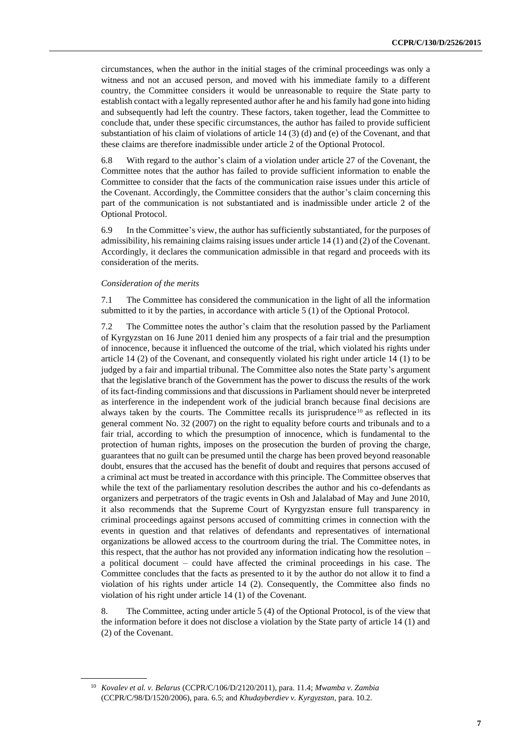circumstances, when the author in the initial stages of the criminal proceedings was only a witness and not an accused person, and moved with his immediate family to a different country, the Committee considers it would be unreasonable to require the State party to establish contact with a legally represented author after he and his family had gone into hiding and subsequently had left the country. These factors, taken together, lead the Committee to conclude that, under these specific circumstances, the author has failed to provide sufficient substantiation of his claim of violations of article 14 (3) (d) and (e) of the Covenant, and that these claims are therefore inadmissible under article 2 of the Optional Protocol.

6.8 With regard to the author's claim of a violation under article 27 of the Covenant, the Committee notes that the author has failed to provide sufficient information to enable the Committee to consider that the facts of the communication raise issues under this article of the Covenant. Accordingly, the Committee considers that the author's claim concerning this part of the communication is not substantiated and is inadmissible under article 2 of the Optional Protocol.

6.9 In the Committee's view, the author has sufficiently substantiated, for the purposes of admissibility, his remaining claims raising issues under article 14 (1) and (2) of the Covenant. Accordingly, it declares the communication admissible in that regard and proceeds with its consideration of the merits.

*Consideration of the merits*

7.1 The Committee has considered the communication in the light of all the information submitted to it by the parties, in accordance with article 5 (1) of the Optional Protocol.

7.2 The Committee notes the author's claim that the resolution passed by the Parliament of Kyrgyzstan on 16 June 2011 denied him any prospects of a fair trial and the presumption of innocence, because it influenced the outcome of the trial, which violated his rights under article 14 (2) of the Covenant, and consequently violated his right under article 14 (1) to be judged by a fair and impartial tribunal. The Committee also notes the State party's argument that the legislative branch of the Government has the power to discuss the results of the work of its fact-finding commissions and that discussions in Parliament should never be interpreted as interference in the independent work of the judicial branch because final decisions are always taken by the courts. The Committee recalls its jurisprudence[10] as reflected in its general comment No. 32 (2007) on the right to equality before courts and tribunals and to a fair trial, according to which the presumption of innocence, which is fundamental to the protection of human rights, imposes on the prosecution the burden of proving the charge, guarantees that no guilt can be presumed until the charge has been proved beyond reasonable doubt, ensures that the accused has the benefit of doubt and requires that persons accused of a criminal act must be treated in accordance with this principle. The Committee observes that while the text of the parliamentary resolution describes the author and his co-defendants as organizers and perpetrators of the tragic events in Osh and Jalalabad of May and June 2010, it also recommends that the Supreme Court of Kyrgyzstan ensure full transparency in criminal proceedings against persons accused of committing crimes in connection with the events in question and that relatives of defendants and representatives of international organizations be allowed access to the courtroom during the trial. The Committee notes, in this respect, that the author has not provided any information indicating how the resolution – a political document – could have affected the criminal proceedings in his case. The Committee concludes that the facts as presented to it by the author do not allow it to find a violation of his rights under article 14 (2). Consequently, the Committee also finds no violation of his right under article 14 (1) of the Covenant.

8. The Committee, acting under article 5 (4) of the Optional Protocol, is of the view that the information before it does not disclose a violation by the State party of article 14 (1) and (2) of the Covenant.

[10] *Kovalev et al. v. Belarus* (CCPR/C/106/D/2120/2011), para. 11.4; *Mwamba v. Zambia* (CCPR/C/98/D/1520/2006), para. 6.5; and *Khudayberdiev v. Kyrgyzstan*, para. 10.2.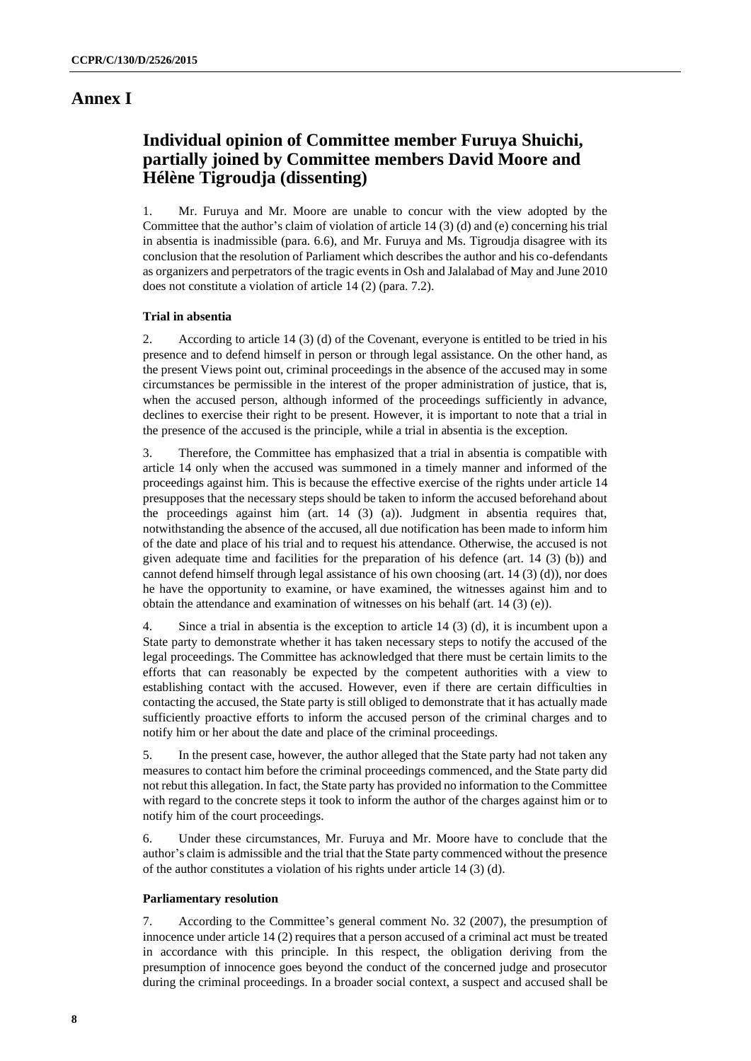# Annex I

## Individual opinion of Committee member Furuya Shuichi, partially joined by Committee members David Moore and Hélène Tigroudja (dissenting)

1. Mr. Furuya and Mr. Moore are unable to concur with the view adopted by the Committee that the author's claim of violation of article 14 (3) (d) and (e) concerning his trial in absentia is inadmissible (para. 6.6), and Mr. Furuya and Ms. Tigroudja disagree with its conclusion that the resolution of Parliament which describes the author and his co-defendants as organizers and perpetrators of the tragic events in Osh and Jalalabad of May and June 2010 does not constitute a violation of article 14 (2) (para. 7.2).

### Trial in absentia

2. According to article 14 (3) (d) of the Covenant, everyone is entitled to be tried in his presence and to defend himself in person or through legal assistance. On the other hand, as the present Views point out, criminal proceedings in the absence of the accused may in some circumstances be permissible in the interest of the proper administration of justice, that is, when the accused person, although informed of the proceedings sufficiently in advance, declines to exercise their right to be present. However, it is important to note that a trial in the presence of the accused is the principle, while a trial in absentia is the exception.

3. Therefore, the Committee has emphasized that a trial in absentia is compatible with article 14 only when the accused was summoned in a timely manner and informed of the proceedings against him. This is because the effective exercise of the rights under article 14 presupposes that the necessary steps should be taken to inform the accused beforehand about the proceedings against him (art. 14 (3) (a)). Judgment in absentia requires that, notwithstanding the absence of the accused, all due notification has been made to inform him of the date and place of his trial and to request his attendance. Otherwise, the accused is not given adequate time and facilities for the preparation of his defence (art. 14 (3) (b)) and cannot defend himself through legal assistance of his own choosing (art. 14 (3) (d)), nor does he have the opportunity to examine, or have examined, the witnesses against him and to obtain the attendance and examination of witnesses on his behalf (art. 14 (3) (e)).

4. Since a trial in absentia is the exception to article 14 (3) (d), it is incumbent upon a State party to demonstrate whether it has taken necessary steps to notify the accused of the legal proceedings. The Committee has acknowledged that there must be certain limits to the efforts that can reasonably be expected by the competent authorities with a view to establishing contact with the accused. However, even if there are certain difficulties in contacting the accused, the State party is still obliged to demonstrate that it has actually made sufficiently proactive efforts to inform the accused person of the criminal charges and to notify him or her about the date and place of the criminal proceedings.

5. In the present case, however, the author alleged that the State party had not taken any measures to contact him before the criminal proceedings commenced, and the State party did not rebut this allegation. In fact, the State party has provided no information to the Committee with regard to the concrete steps it took to inform the author of the charges against him or to notify him of the court proceedings.

6. Under these circumstances, Mr. Furuya and Mr. Moore have to conclude that the author's claim is admissible and the trial that the State party commenced without the presence of the author constitutes a violation of his rights under article 14 (3) (d).

### Parliamentary resolution

7. According to the Committee's general comment No. 32 (2007), the presumption of innocence under article 14 (2) requires that a person accused of a criminal act must be treated in accordance with this principle. In this respect, the obligation deriving from the presumption of innocence goes beyond the conduct of the concerned judge and prosecutor during the criminal proceedings. In a broader social context, a suspect and accused shall be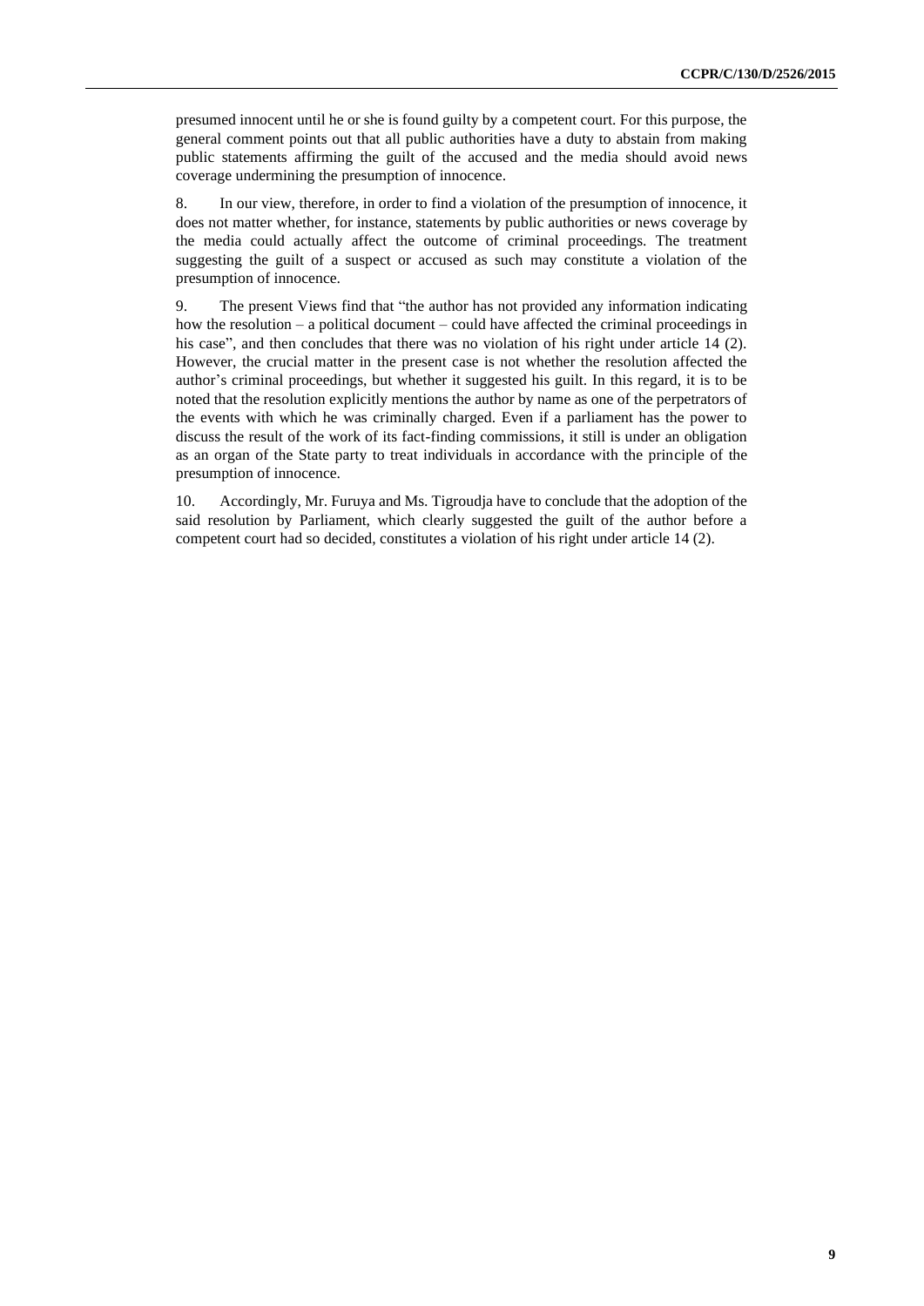presumed innocent until he or she is found guilty by a competent court. For this purpose, the general comment points out that all public authorities have a duty to abstain from making public statements affirming the guilt of the accused and the media should avoid news coverage undermining the presumption of innocence.

8. In our view, therefore, in order to find a violation of the presumption of innocence, it does not matter whether, for instance, statements by public authorities or news coverage by the media could actually affect the outcome of criminal proceedings. The treatment suggesting the guilt of a suspect or accused as such may constitute a violation of the presumption of innocence.

9. The present Views find that "the author has not provided any information indicating how the resolution – a political document – could have affected the criminal proceedings in his case", and then concludes that there was no violation of his right under article 14 (2). However, the crucial matter in the present case is not whether the resolution affected the author's criminal proceedings, but whether it suggested his guilt. In this regard, it is to be noted that the resolution explicitly mentions the author by name as one of the perpetrators of the events with which he was criminally charged. Even if a parliament has the power to discuss the result of the work of its fact-finding commissions, it still is under an obligation as an organ of the State party to treat individuals in accordance with the principle of the presumption of innocence.

10. Accordingly, Mr. Furuya and Ms. Tigroudja have to conclude that the adoption of the said resolution by Parliament, which clearly suggested the guilt of the author before a competent court had so decided, constitutes a violation of his right under article 14 (2).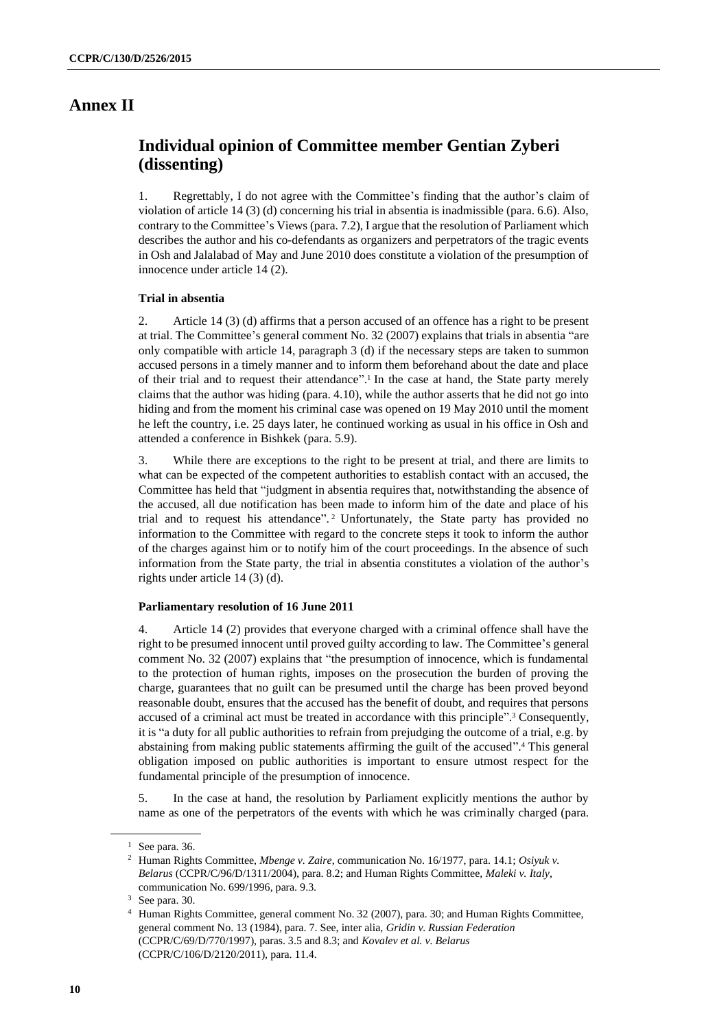# Annex II

## Individual opinion of Committee member Gentian Zyberi (dissenting)

1. Regrettably, I do not agree with the Committee's finding that the author's claim of violation of article 14 (3) (d) concerning his trial in absentia is inadmissible (para. 6.6). Also, contrary to the Committee's Views (para. 7.2), I argue that the resolution of Parliament which describes the author and his co-defendants as organizers and perpetrators of the tragic events in Osh and Jalalabad of May and June 2010 does constitute a violation of the presumption of innocence under article 14 (2).

### Trial in absentia

2. Article 14 (3) (d) affirms that a person accused of an offence has a right to be present at trial. The Committee's general comment No. 32 (2007) explains that trials in absentia "are only compatible with article 14, paragraph 3 (d) if the necessary steps are taken to summon accused persons in a timely manner and to inform them beforehand about the date and place of their trial and to request their attendance".[1] In the case at hand, the State party merely claims that the author was hiding (para. 4.10), while the author asserts that he did not go into hiding and from the moment his criminal case was opened on 19 May 2010 until the moment he left the country, i.e. 25 days later, he continued working as usual in his office in Osh and attended a conference in Bishkek (para. 5.9).

3. While there are exceptions to the right to be present at trial, and there are limits to what can be expected of the competent authorities to establish contact with an accused, the Committee has held that "judgment in absentia requires that, notwithstanding the absence of the accused, all due notification has been made to inform him of the date and place of his trial and to request his attendance".[2] Unfortunately, the State party has provided no information to the Committee with regard to the concrete steps it took to inform the author of the charges against him or to notify him of the court proceedings. In the absence of such information from the State party, the trial in absentia constitutes a violation of the author's rights under article 14 (3) (d).

### Parliamentary resolution of 16 June 2011

4. Article 14 (2) provides that everyone charged with a criminal offence shall have the right to be presumed innocent until proved guilty according to law. The Committee's general comment No. 32 (2007) explains that "the presumption of innocence, which is fundamental to the protection of human rights, imposes on the prosecution the burden of proving the charge, guarantees that no guilt can be presumed until the charge has been proved beyond reasonable doubt, ensures that the accused has the benefit of doubt, and requires that persons accused of a criminal act must be treated in accordance with this principle".[3] Consequently, it is "a duty for all public authorities to refrain from prejudging the outcome of a trial, e.g. by abstaining from making public statements affirming the guilt of the accused".[4] This general obligation imposed on public authorities is important to ensure utmost respect for the fundamental principle of the presumption of innocence.

5. In the case at hand, the resolution by Parliament explicitly mentions the author by name as one of the perpetrators of the events with which he was criminally charged (para.

---

[1] See para. 36.

[2] Human Rights Committee, *Mbenge v. Zaire*, communication No. 16/1977, para. 14.1; *Osiyuk v. Belarus* (CCPR/C/96/D/1311/2004), para. 8.2; and Human Rights Committee, *Maleki v. Italy*, communication No. 699/1996, para. 9.3.

[3] See para. 30.

[4] Human Rights Committee, general comment No. 32 (2007), para. 30; and Human Rights Committee, general comment No. 13 (1984), para. 7. See, inter alia, *Gridin v. Russian Federation* (CCPR/C/69/D/770/1997), paras. 3.5 and 8.3; and *Kovalev et al. v. Belarus* (CCPR/C/106/D/2120/2011), para. 11.4.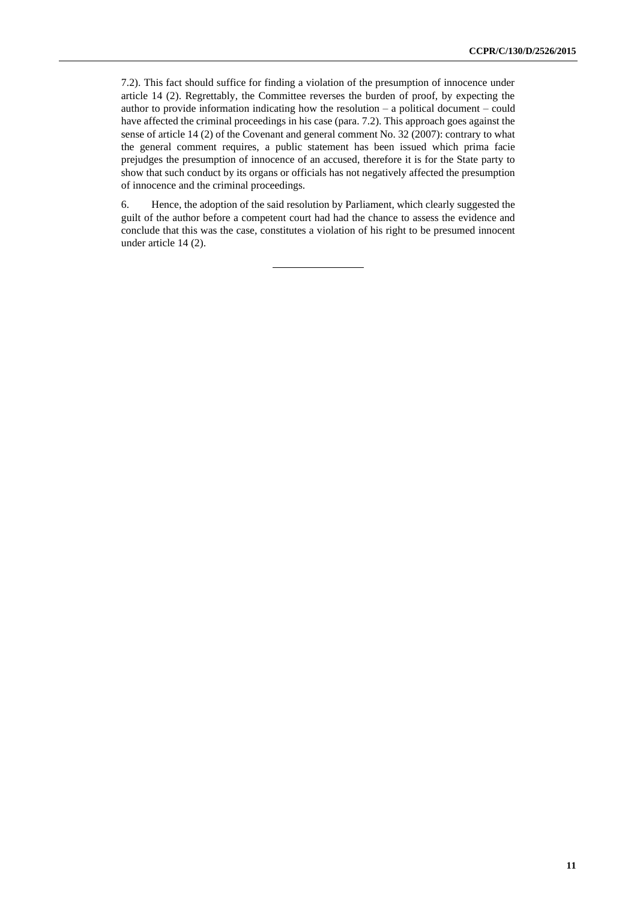7.2). This fact should suffice for finding a violation of the presumption of innocence under article 14 (2). Regrettably, the Committee reverses the burden of proof, by expecting the author to provide information indicating how the resolution – a political document – could have affected the criminal proceedings in his case (para. 7.2). This approach goes against the sense of article 14 (2) of the Covenant and general comment No. 32 (2007): contrary to what the general comment requires, a public statement has been issued which prima facie prejudges the presumption of innocence of an accused, therefore it is for the State party to show that such conduct by its organs or officials has not negatively affected the presumption of innocence and the criminal proceedings.

6. Hence, the adoption of the said resolution by Parliament, which clearly suggested the guilt of the author before a competent court had had the chance to assess the evidence and conclude that this was the case, constitutes a violation of his right to be presumed innocent under article 14 (2).